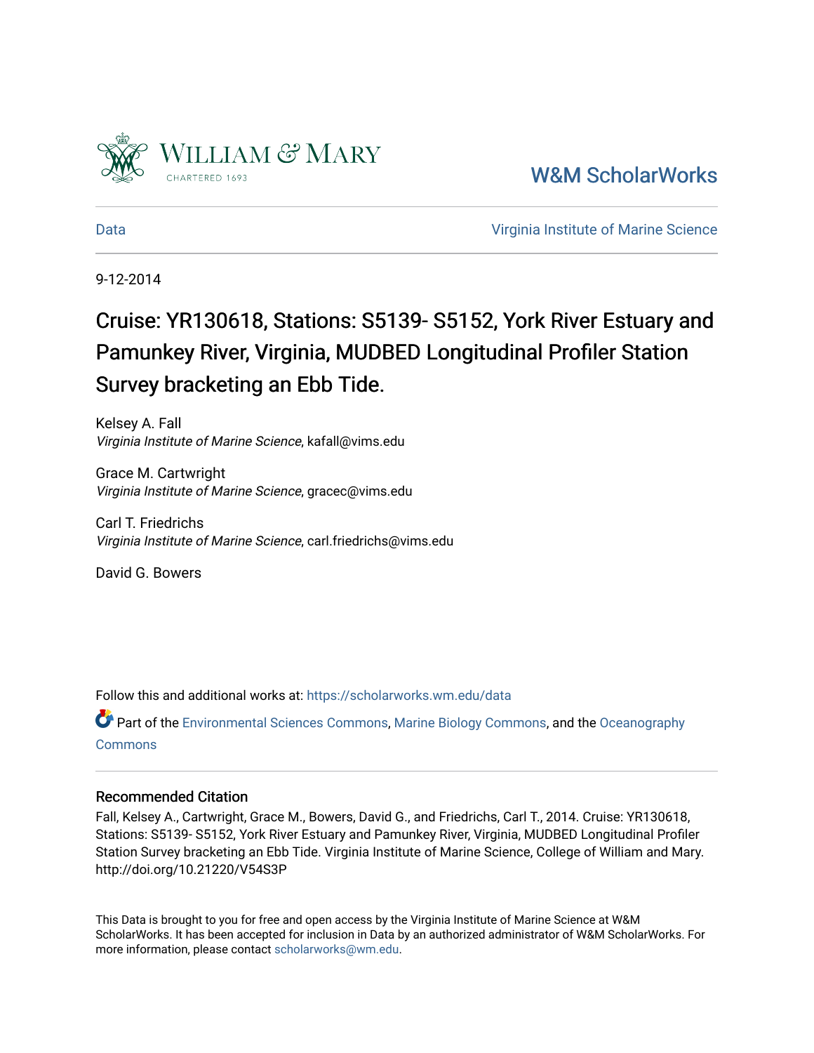W&M ScholarWorks

Data | Virginia Institute of Marine Science

9-12-2014

# Cruise: YR130618, Stations: S5139- S5152, York River Estuary and Pamunkey River, Virginia, MUDBED Longitudinal Profiler Station Survey bracketing an Ebb Tide.

Kelsey A. Fall
*Virginia Institute of Marine Science*, kafall@vims.edu

Grace M. Cartwright
*Virginia Institute of Marine Science*, gracec@vims.edu

Carl T. Friedrichs
*Virginia Institute of Marine Science*, carl.friedrichs@vims.edu

David G. Bowers

Follow this and additional works at: https://scholarworks.wm.edu/data

Part of the Environmental Sciences Commons, Marine Biology Commons, and the Oceanography Commons

## Recommended Citation

Fall, Kelsey A., Cartwright, Grace M., Bowers, David G., and Friedrichs, Carl T., 2014. Cruise: YR130618, Stations: S5139- S5152, York River Estuary and Pamunkey River, Virginia, MUDBED Longitudinal Profiler Station Survey bracketing an Ebb Tide. Virginia Institute of Marine Science, College of William and Mary. http://doi.org/10.21220/V54S3P

This Data is brought to you for free and open access by the Virginia Institute of Marine Science at W&M ScholarWorks. It has been accepted for inclusion in Data by an authorized administrator of W&M ScholarWorks. For more information, please contact scholarworks@wm.edu.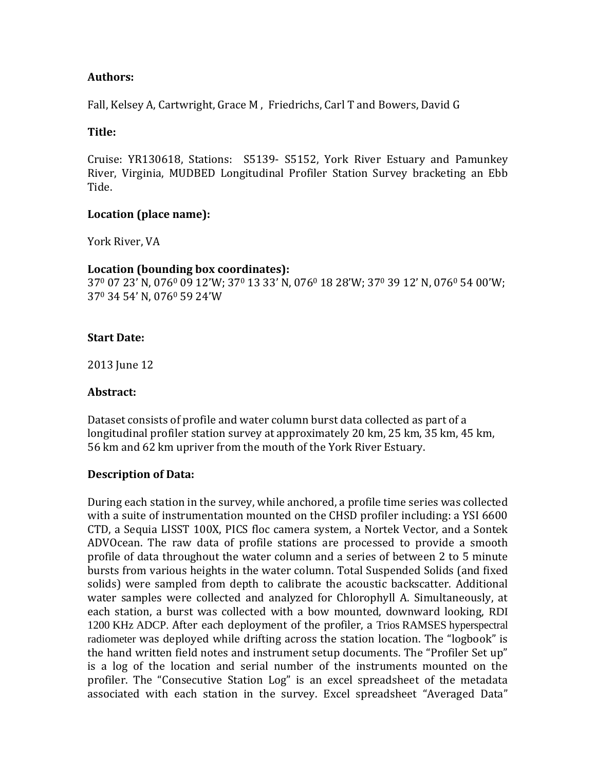**Authors:**

Fall, Kelsey A, Cartwright, Grace M , Friedrichs, Carl T and Bowers, David G

**Title:**

Cruise: YR130618, Stations: S5139- S5152, York River Estuary and Pamunkey River, Virginia, MUDBED Longitudinal Profiler Station Survey bracketing an Ebb Tide.

**Location (place name):**

York River, VA

**Location (bounding box coordinates):**
$37^0$ 07 23' N, $076^0$ 09 12'W; $37^0$ 13 33' N, $076^0$ 18 28'W; $37^0$ 39 12' N, $076^0$ 54 00'W; $37^0$ 34 54' N, $076^0$ 59 24'W

**Start Date:**

2013 June 12

**Abstract:**

Dataset consists of profile and water column burst data collected as part of a longitudinal profiler station survey at approximately 20 km, 25 km, 35 km, 45 km, 56 km and 62 km upriver from the mouth of the York River Estuary.

**Description of Data:**

During each station in the survey, while anchored, a profile time series was collected with a suite of instrumentation mounted on the CHSD profiler including: a YSI 6600 CTD, a Sequia LISST 100X, PICS floc camera system, a Nortek Vector, and a Sontek ADVOcean. The raw data of profile stations are processed to provide a smooth profile of data throughout the water column and a series of between 2 to 5 minute bursts from various heights in the water column. Total Suspended Solids (and fixed solids) were sampled from depth to calibrate the acoustic backscatter. Additional water samples were collected and analyzed for Chlorophyll A. Simultaneously, at each station, a burst was collected with a bow mounted, downward looking, RDI 1200 KHz ADCP. After each deployment of the profiler, a Trios RAMSES hyperspectral radiometer was deployed while drifting across the station location. The "logbook" is the hand written field notes and instrument setup documents. The "Profiler Set up" is a log of the location and serial number of the instruments mounted on the profiler. The "Consecutive Station Log" is an excel spreadsheet of the metadata associated with each station in the survey. Excel spreadsheet "Averaged Data"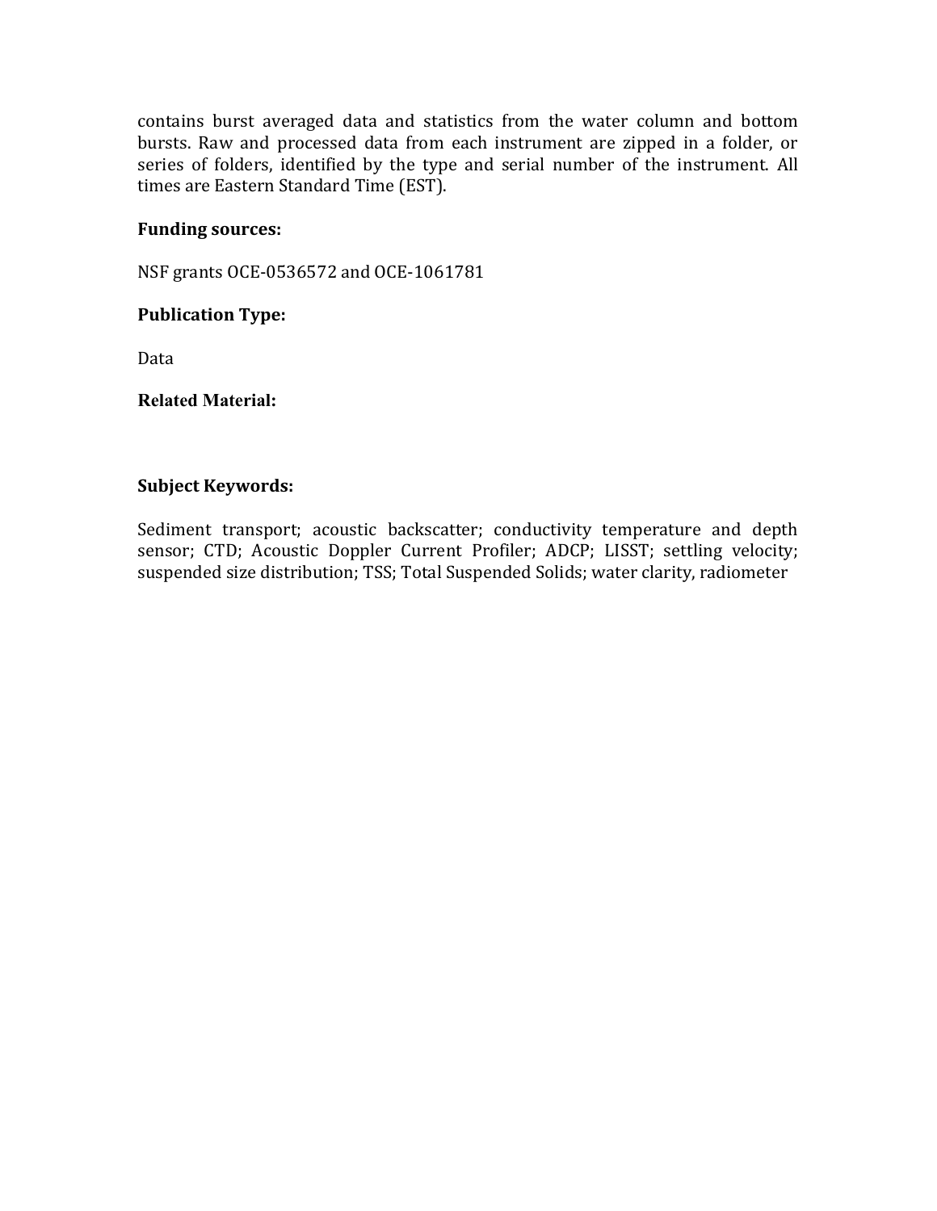contains burst averaged data and statistics from the water column and bottom bursts. Raw and processed data from each instrument are zipped in a folder, or series of folders, identified by the type and serial number of the instrument. All times are Eastern Standard Time (EST).

**Funding sources:**

NSF grants OCE-0536572 and OCE-1061781

**Publication Type:**

Data

**Related Material:**

**Subject Keywords:**

Sediment transport; acoustic backscatter; conductivity temperature and depth sensor; CTD; Acoustic Doppler Current Profiler; ADCP; LISST; settling velocity; suspended size distribution; TSS; Total Suspended Solids; water clarity, radiometer